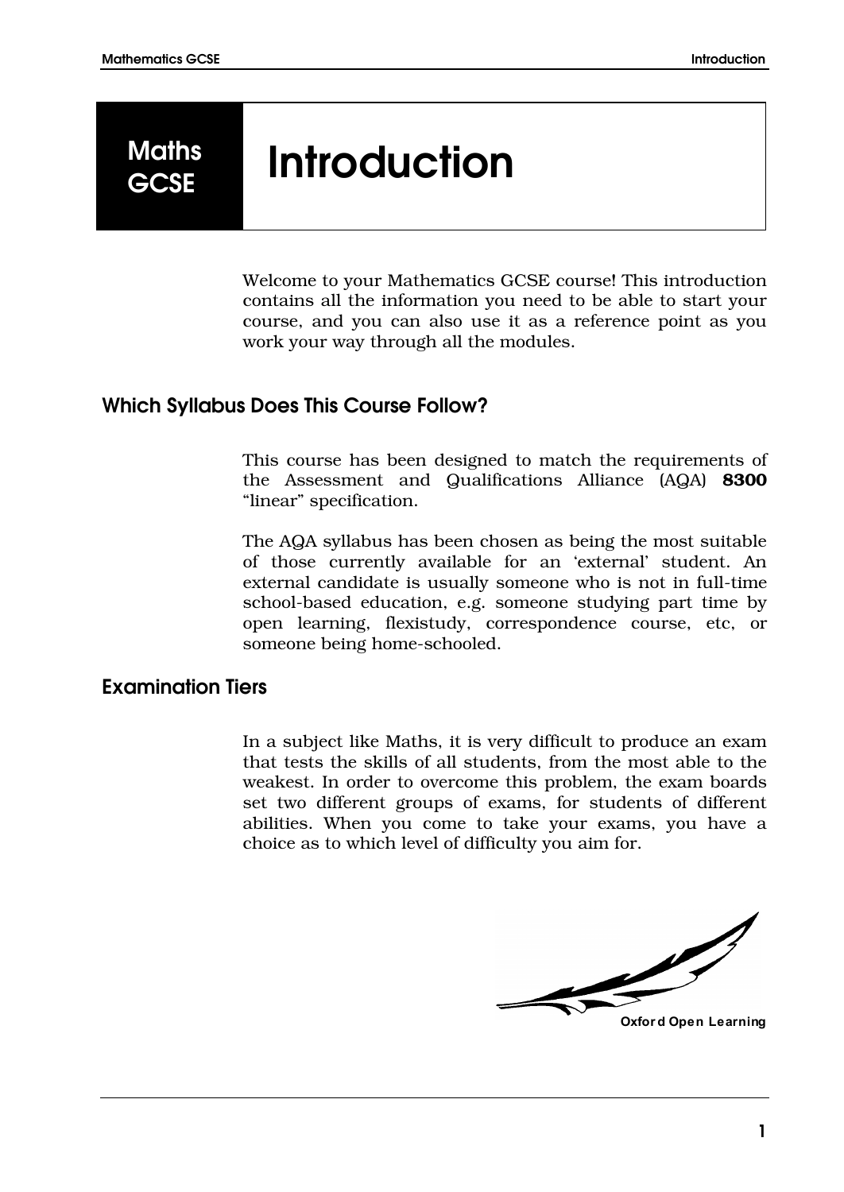# Maths GCSE Introduction

Welcome to your Mathematics GCSE course! This introduction contains all the information you need to be able to start your course, and you can also use it as a reference point as you work your way through all the modules.

## Which Syllabus Does This Course Follow?

This course has been designed to match the requirements of the Assessment and Qualifications Alliance (AQA) **8300** "linear" specification.

The AQA syllabus has been chosen as being the most suitable of those currently available for an 'external' student. An external candidate is usually someone who is not in full-time school-based education, e.g. someone studying part time by open learning, flexistudy, correspondence course, etc, or someone being home-schooled.

## Examination Tiers

In a subject like Maths, it is very difficult to produce an exam that tests the skills of all students, from the most able to the weakest. In order to overcome this problem, the exam boards set two different groups of exams, for students of different abilities. When you come to take your exams, you have a choice as to which level of difficulty you aim for.

Oxford Open Learning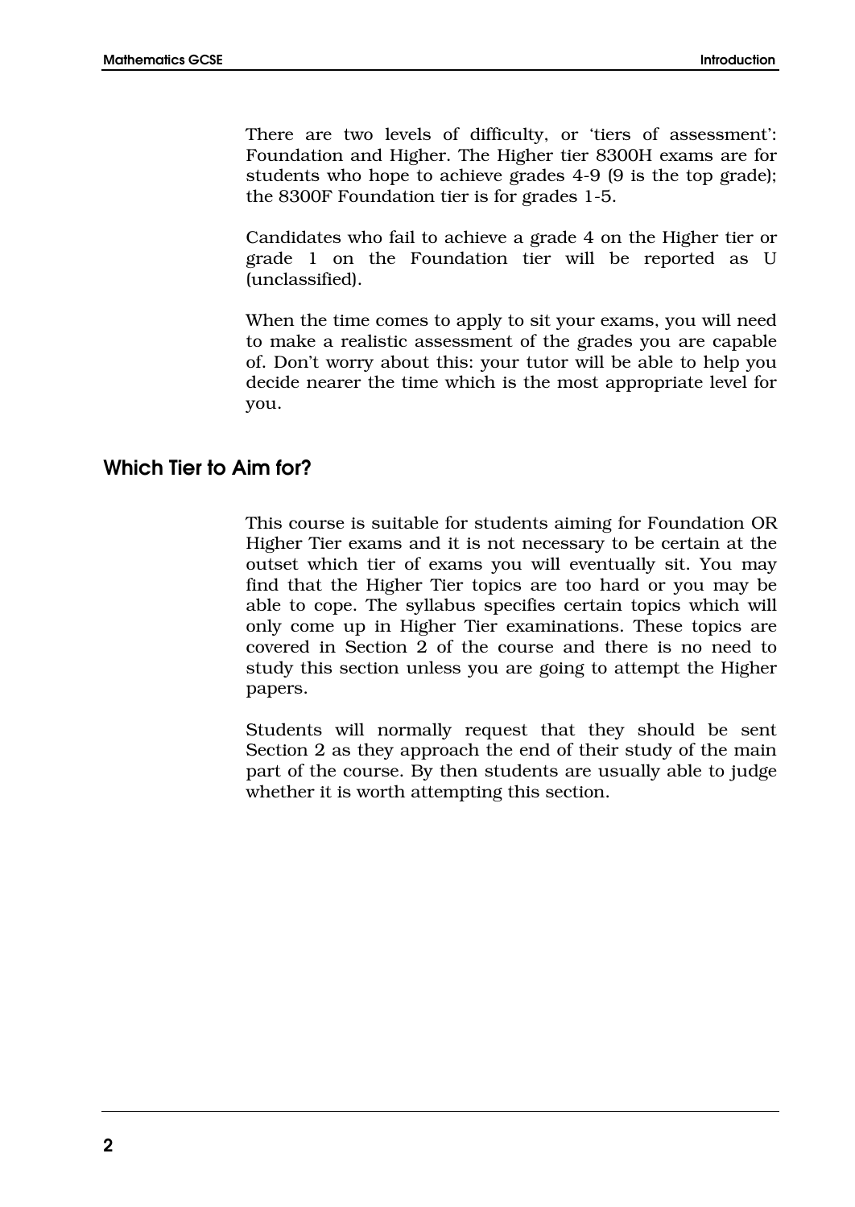There are two levels of difficulty, or 'tiers of assessment': Foundation and Higher. The Higher tier 8300H exams are for students who hope to achieve grades 4-9 (9 is the top grade); the 8300F Foundation tier is for grades 1-5.

Candidates who fail to achieve a grade 4 on the Higher tier or grade 1 on the Foundation tier will be reported as U (unclassified).

When the time comes to apply to sit your exams, you will need to make a realistic assessment of the grades you are capable of. Don't worry about this: your tutor will be able to help you decide nearer the time which is the most appropriate level for you.

## Which Tier to Aim for?

This course is suitable for students aiming for Foundation OR Higher Tier exams and it is not necessary to be certain at the outset which tier of exams you will eventually sit. You may find that the Higher Tier topics are too hard or you may be able to cope. The syllabus specifies certain topics which will only come up in Higher Tier examinations. These topics are covered in Section 2 of the course and there is no need to study this section unless you are going to attempt the Higher papers.

Students will normally request that they should be sent Section 2 as they approach the end of their study of the main part of the course. By then students are usually able to judge whether it is worth attempting this section.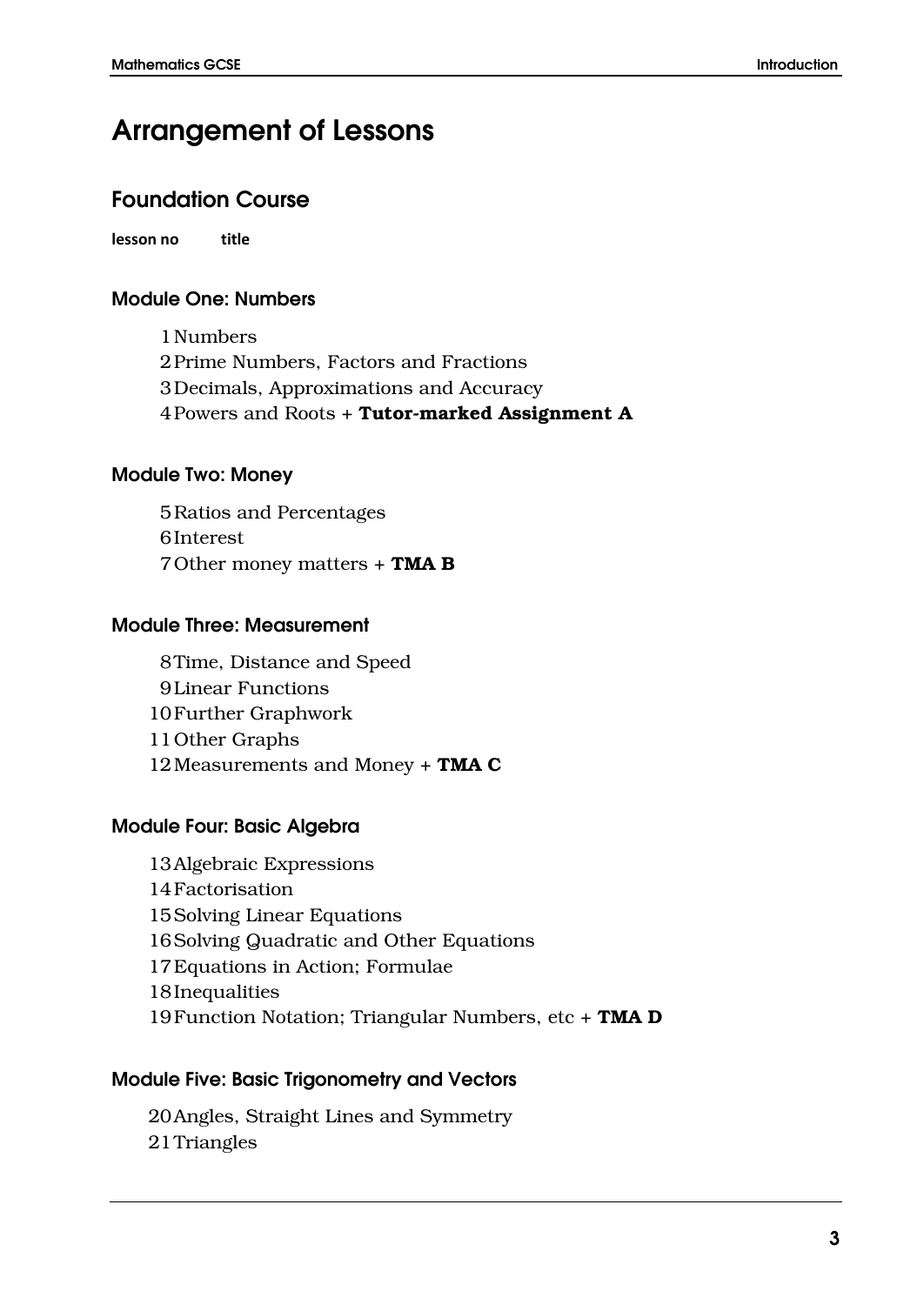# Arrangement of Lessons

## Foundation Course

**lesson no** **title**

### Module One: Numbers

1 Numbers
2 Prime Numbers, Factors and Fractions
3 Decimals, Approximations and Accuracy
4 Powers and Roots + **Tutor-marked Assignment A**

### Module Two: Money

5 Ratios and Percentages
6 Interest
7 Other money matters + **TMA B**

### Module Three: Measurement

8 Time, Distance and Speed
9 Linear Functions
10 Further Graphwork
11 Other Graphs
12 Measurements and Money + **TMA C**

### Module Four: Basic Algebra

13 Algebraic Expressions
14 Factorisation
15 Solving Linear Equations
16 Solving Quadratic and Other Equations
17 Equations in Action; Formulae
18 Inequalities
19 Function Notation; Triangular Numbers, etc + **TMA D**

### Module Five: Basic Trigonometry and Vectors

20 Angles, Straight Lines and Symmetry
21 Triangles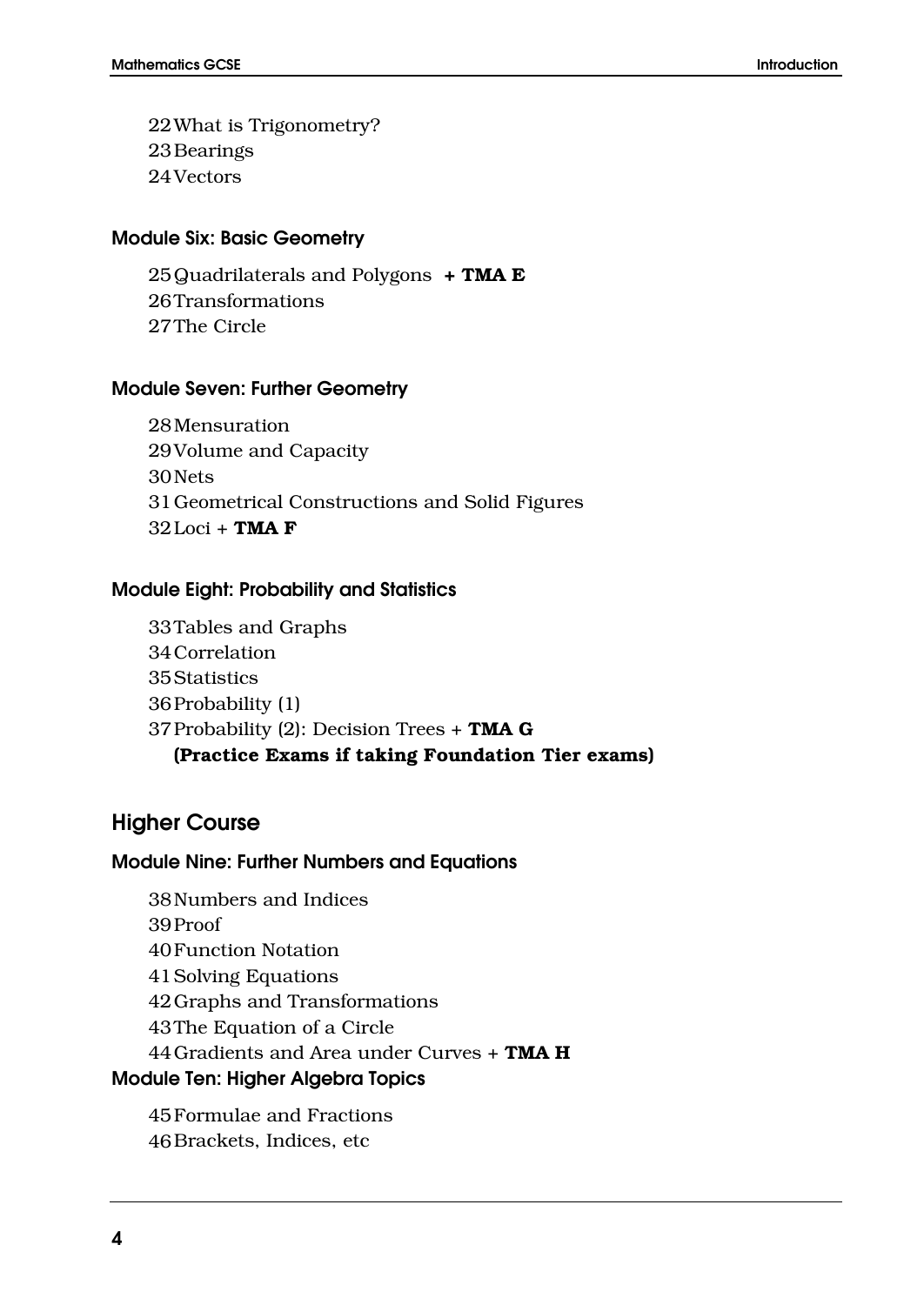22 What is Trigonometry?
23 Bearings
24 Vectors

### Module Six: Basic Geometry

25 Quadrilaterals and Polygons **+ TMA E**
26 Transformations
27 The Circle

### Module Seven: Further Geometry

28 Mensuration
29 Volume and Capacity
30 Nets
31 Geometrical Constructions and Solid Figures
32 Loci + **TMA F**

### Module Eight: Probability and Statistics

33 Tables and Graphs
34 Correlation
35 Statistics
36 Probability (1)
37 Probability (2): Decision Trees + **TMA G**
**(Practice Exams if taking Foundation Tier exams)**

## Higher Course

### Module Nine: Further Numbers and Equations

38 Numbers and Indices
39 Proof
40 Function Notation
41 Solving Equations
42 Graphs and Transformations
43 The Equation of a Circle
44 Gradients and Area under Curves + **TMA H**

### Module Ten: Higher Algebra Topics

45 Formulae and Fractions
46 Brackets, Indices, etc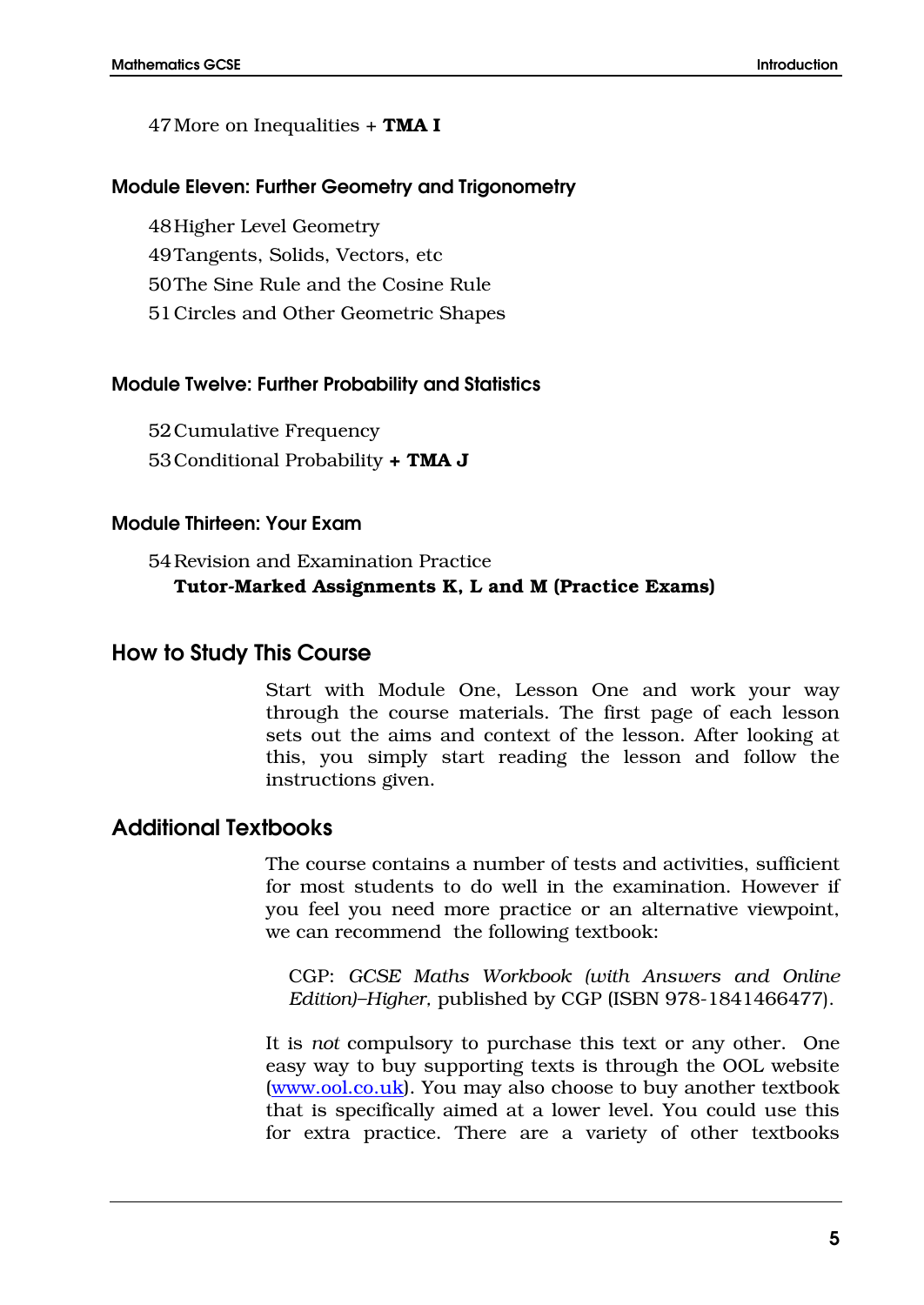47 More on Inequalities + **TMA I**

### Module Eleven: Further Geometry and Trigonometry

48 Higher Level Geometry

49 Tangents, Solids, Vectors, etc

50 The Sine Rule and the Cosine Rule

51 Circles and Other Geometric Shapes

### Module Twelve: Further Probability and Statistics

52 Cumulative Frequency

53 Conditional Probability **+ TMA J**

### Module Thirteen: Your Exam

54 Revision and Examination Practice

**Tutor-Marked Assignments K, L and M (Practice Exams)**

## How to Study This Course

Start with Module One, Lesson One and work your way through the course materials. The first page of each lesson sets out the aims and context of the lesson. After looking at this, you simply start reading the lesson and follow the instructions given.

## Additional Textbooks

The course contains a number of tests and activities, sufficient for most students to do well in the examination. However if you feel you need more practice or an alternative viewpoint, we can recommend the following textbook:

> CGP: *GCSE Maths Workbook (with Answers and Online Edition)–Higher,* published by CGP (ISBN 978-1841466477).

It is *not* compulsory to purchase this text or any other. One easy way to buy supporting texts is through the OOL website ([www.ool.co.uk](www.ool.co.uk)). You may also choose to buy another textbook that is specifically aimed at a lower level. You could use this for extra practice. There are a variety of other textbooks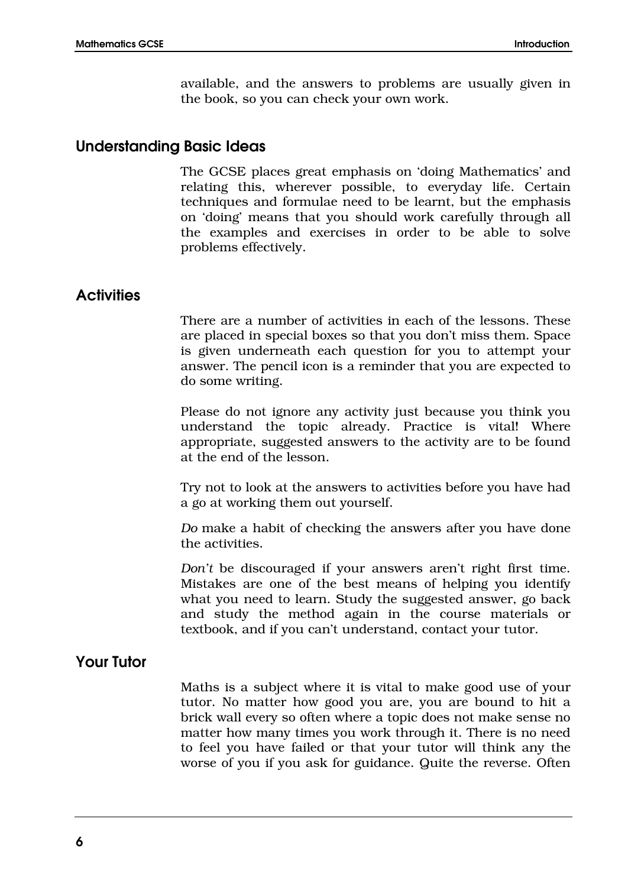available, and the answers to problems are usually given in the book, so you can check your own work.

## Understanding Basic Ideas

The GCSE places great emphasis on 'doing Mathematics' and relating this, wherever possible, to everyday life. Certain techniques and formulae need to be learnt, but the emphasis on 'doing' means that you should work carefully through all the examples and exercises in order to be able to solve problems effectively.

## Activities

There are a number of activities in each of the lessons. These are placed in special boxes so that you don't miss them. Space is given underneath each question for you to attempt your answer. The pencil icon is a reminder that you are expected to do some writing.

Please do not ignore any activity just because you think you understand the topic already. Practice is vital! Where appropriate, suggested answers to the activity are to be found at the end of the lesson.

Try not to look at the answers to activities before you have had a go at working them out yourself.

*Do* make a habit of checking the answers after you have done the activities.

*Don't* be discouraged if your answers aren't right first time. Mistakes are one of the best means of helping you identify what you need to learn. Study the suggested answer, go back and study the method again in the course materials or textbook, and if you can't understand, contact your tutor.

## Your Tutor

Maths is a subject where it is vital to make good use of your tutor. No matter how good you are, you are bound to hit a brick wall every so often where a topic does not make sense no matter how many times you work through it. There is no need to feel you have failed or that your tutor will think any the worse of you if you ask for guidance. Quite the reverse. Often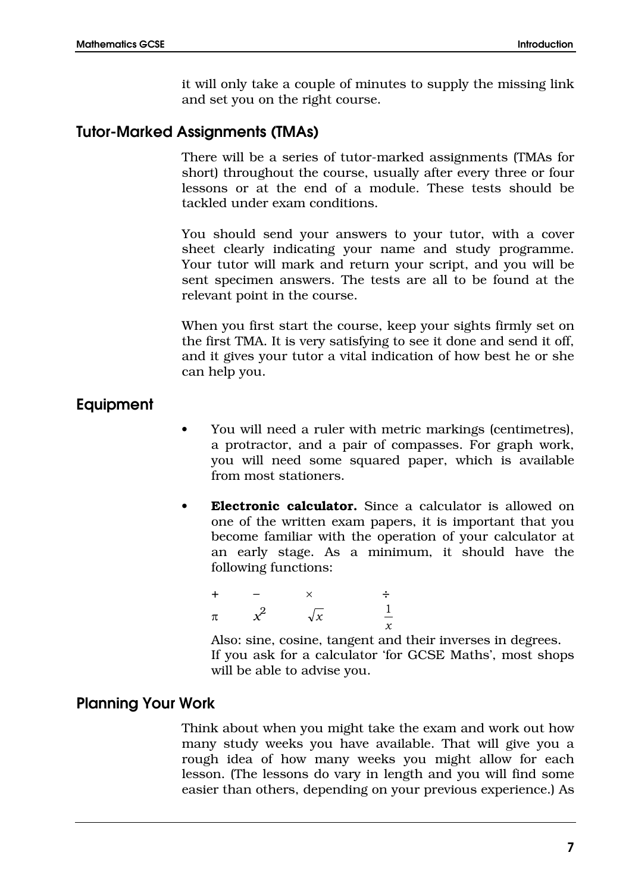it will only take a couple of minutes to supply the missing link and set you on the right course.

## Tutor-Marked Assignments (TMAs)

There will be a series of tutor-marked assignments (TMAs for short) throughout the course, usually after every three or four lessons or at the end of a module. These tests should be tackled under exam conditions.

You should send your answers to your tutor, with a cover sheet clearly indicating your name and study programme. Your tutor will mark and return your script, and you will be sent specimen answers. The tests are all to be found at the relevant point in the course.

When you first start the course, keep your sights firmly set on the first TMA. It is very satisfying to see it done and send it off, and it gives your tutor a vital indication of how best he or she can help you.

## Equipment

- You will need a ruler with metric markings (centimetres), a protractor, and a pair of compasses. For graph work, you will need some squared paper, which is available from most stationers.

- **Electronic calculator.** Since a calculator is allowed on one of the written exam papers, it is important that you become familiar with the operation of your calculator at an early stage. As a minimum, it should have the following functions:

  $+ \quad - \quad \times \quad \div$

  $\pi \quad x^2 \quad \sqrt{x} \quad \frac{1}{x}$

  Also: sine, cosine, tangent and their inverses in degrees.
  If you ask for a calculator 'for GCSE Maths', most shops will be able to advise you.

## Planning Your Work

Think about when you might take the exam and work out how many study weeks you have available. That will give you a rough idea of how many weeks you might allow for each lesson. (The lessons do vary in length and you will find some easier than others, depending on your previous experience.) As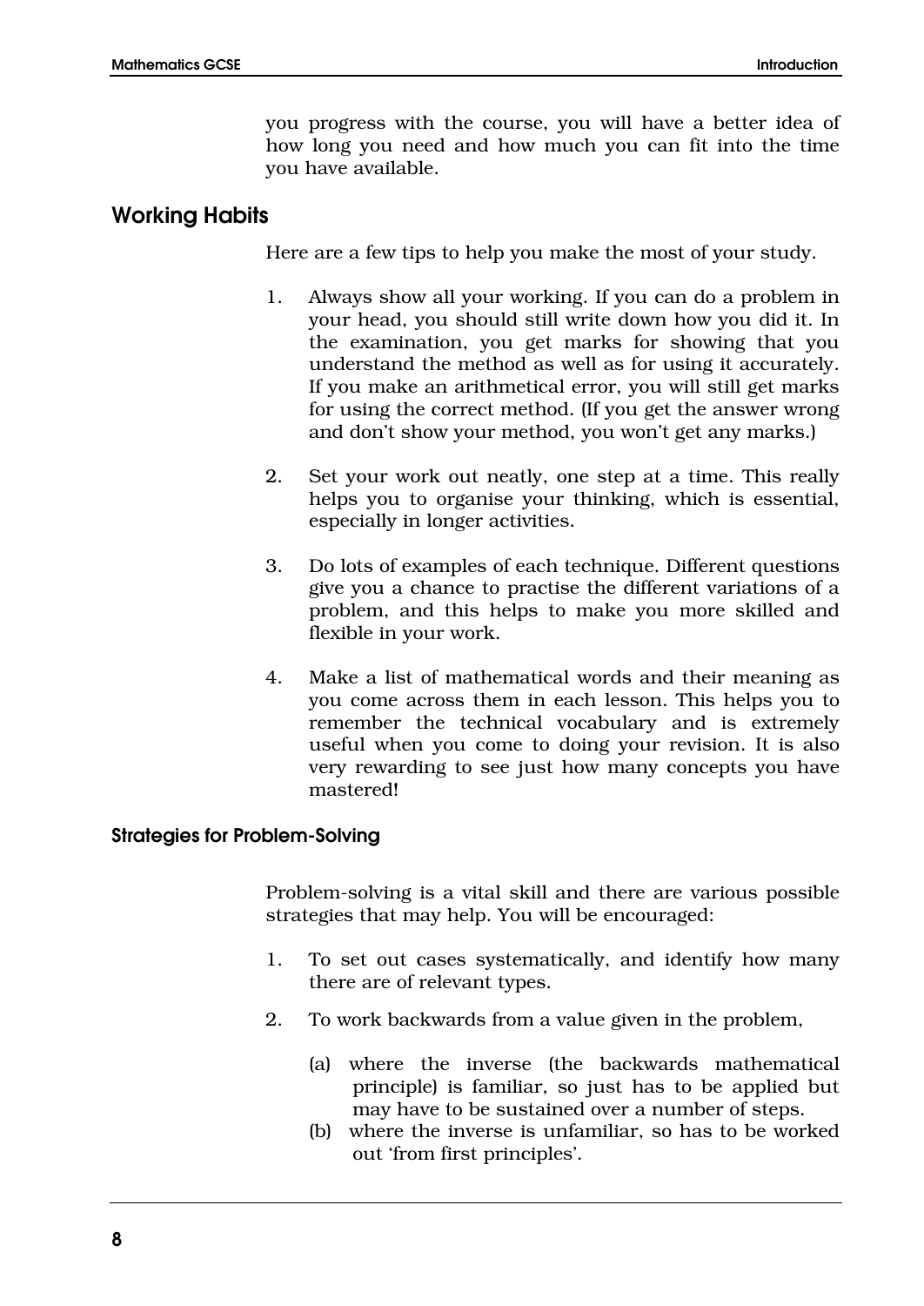you progress with the course, you will have a better idea of how long you need and how much you can fit into the time you have available.

## Working Habits

Here are a few tips to help you make the most of your study.

1. Always show all your working. If you can do a problem in your head, you should still write down how you did it. In the examination, you get marks for showing that you understand the method as well as for using it accurately. If you make an arithmetical error, you will still get marks for using the correct method. (If you get the answer wrong and don't show your method, you won't get any marks.)

2. Set your work out neatly, one step at a time. This really helps you to organise your thinking, which is essential, especially in longer activities.

3. Do lots of examples of each technique. Different questions give you a chance to practise the different variations of a problem, and this helps to make you more skilled and flexible in your work.

4. Make a list of mathematical words and their meaning as you come across them in each lesson. This helps you to remember the technical vocabulary and is extremely useful when you come to doing your revision. It is also very rewarding to see just how many concepts you have mastered!

### Strategies for Problem-Solving

Problem-solving is a vital skill and there are various possible strategies that may help. You will be encouraged:

1. To set out cases systematically, and identify how many there are of relevant types.
2. To work backwards from a value given in the problem,
   (a) where the inverse (the backwards mathematical principle) is familiar, so just has to be applied but may have to be sustained over a number of steps.
   (b) where the inverse is unfamiliar, so has to be worked out 'from first principles'.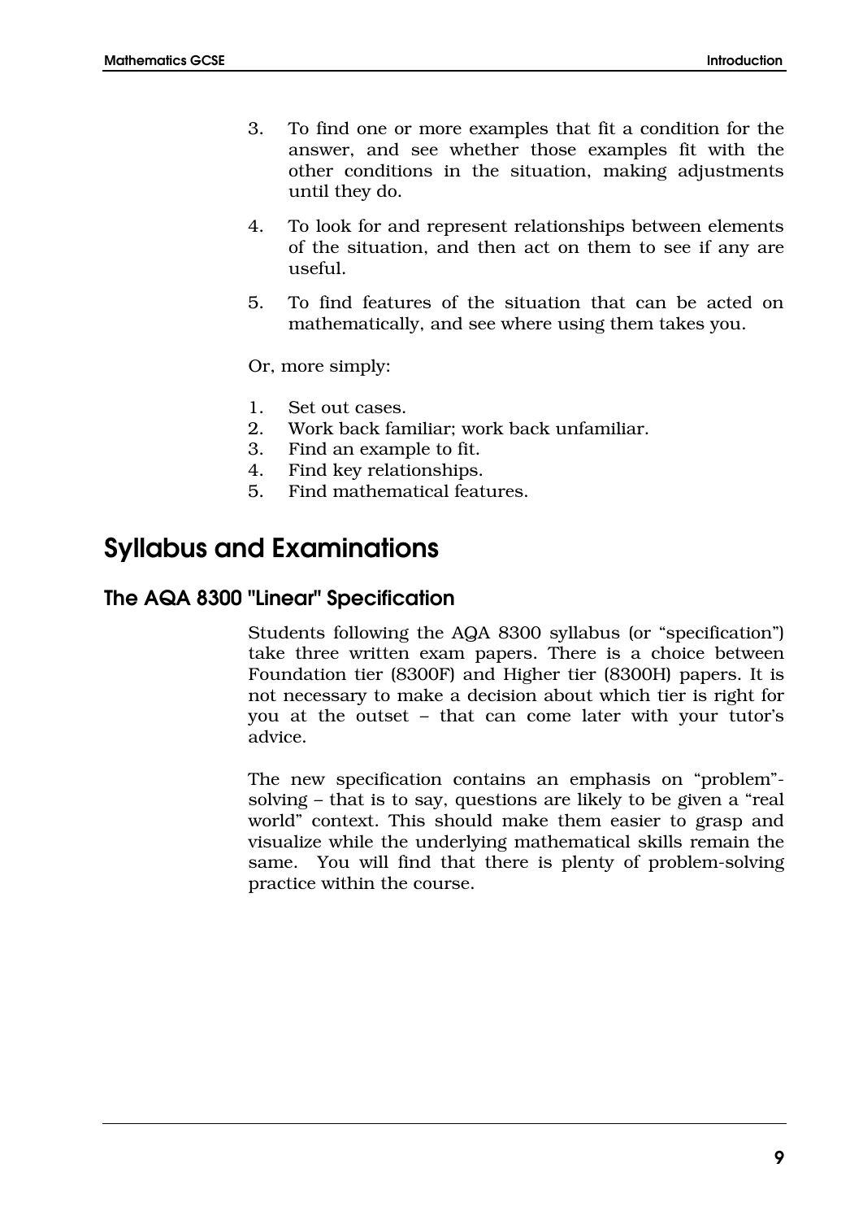3. To find one or more examples that fit a condition for the answer, and see whether those examples fit with the other conditions in the situation, making adjustments until they do.

4. To look for and represent relationships between elements of the situation, and then act on them to see if any are useful.

5. To find features of the situation that can be acted on mathematically, and see where using them takes you.

Or, more simply:

1. Set out cases.
2. Work back familiar; work back unfamiliar.
3. Find an example to fit.
4. Find key relationships.
5. Find mathematical features.

## Syllabus and Examinations

### The AQA 8300 "Linear" Specification

Students following the AQA 8300 syllabus (or "specification") take three written exam papers. There is a choice between Foundation tier (8300F) and Higher tier (8300H) papers. It is not necessary to make a decision about which tier is right for you at the outset – that can come later with your tutor's advice.

The new specification contains an emphasis on "problem"-solving – that is to say, questions are likely to be given a "real world" context. This should make them easier to grasp and visualize while the underlying mathematical skills remain the same. You will find that there is plenty of problem-solving practice within the course.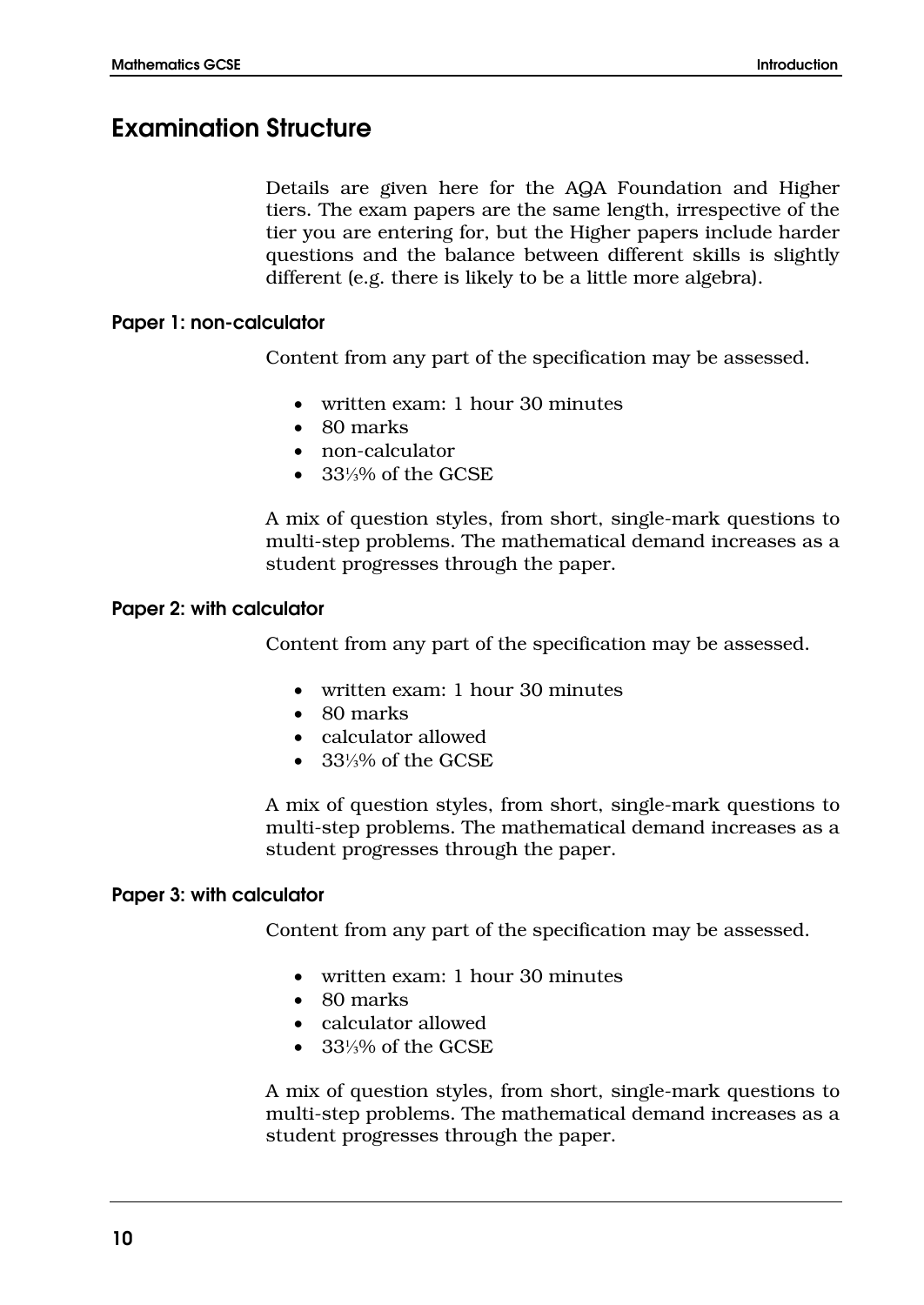## Examination Structure

Details are given here for the AQA Foundation and Higher tiers. The exam papers are the same length, irrespective of the tier you are entering for, but the Higher papers include harder questions and the balance between different skills is slightly different (e.g. there is likely to be a little more algebra).

### Paper 1: non-calculator

Content from any part of the specification may be assessed.

- written exam: 1 hour 30 minutes
- 80 marks
- non-calculator
- $33\frac{1}{3}$% of the GCSE

A mix of question styles, from short, single-mark questions to multi-step problems. The mathematical demand increases as a student progresses through the paper.

### Paper 2: with calculator

Content from any part of the specification may be assessed.

- written exam: 1 hour 30 minutes
- 80 marks
- calculator allowed
- $33\frac{1}{3}$% of the GCSE

A mix of question styles, from short, single-mark questions to multi-step problems. The mathematical demand increases as a student progresses through the paper.

### Paper 3: with calculator

Content from any part of the specification may be assessed.

- written exam: 1 hour 30 minutes
- 80 marks
- calculator allowed
- $33\frac{1}{3}$% of the GCSE

A mix of question styles, from short, single-mark questions to multi-step problems. The mathematical demand increases as a student progresses through the paper.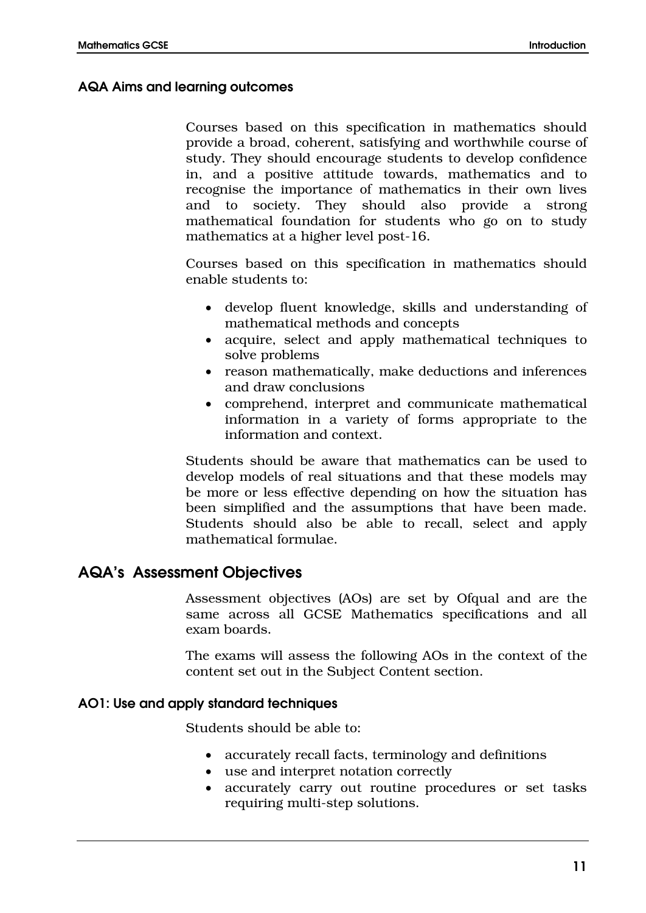### AQA Aims and learning outcomes

Courses based on this specification in mathematics should provide a broad, coherent, satisfying and worthwhile course of study. They should encourage students to develop confidence in, and a positive attitude towards, mathematics and to recognise the importance of mathematics in their own lives and to society. They should also provide a strong mathematical foundation for students who go on to study mathematics at a higher level post-16.

Courses based on this specification in mathematics should enable students to:

- develop fluent knowledge, skills and understanding of mathematical methods and concepts
- acquire, select and apply mathematical techniques to solve problems
- reason mathematically, make deductions and inferences and draw conclusions
- comprehend, interpret and communicate mathematical information in a variety of forms appropriate to the information and context.

Students should be aware that mathematics can be used to develop models of real situations and that these models may be more or less effective depending on how the situation has been simplified and the assumptions that have been made. Students should also be able to recall, select and apply mathematical formulae.

## AQA's Assessment Objectives

Assessment objectives (AOs) are set by Ofqual and are the same across all GCSE Mathematics specifications and all exam boards.

The exams will assess the following AOs in the context of the content set out in the Subject Content section.

### AO1: Use and apply standard techniques

Students should be able to:

- accurately recall facts, terminology and definitions
- use and interpret notation correctly
- accurately carry out routine procedures or set tasks requiring multi-step solutions.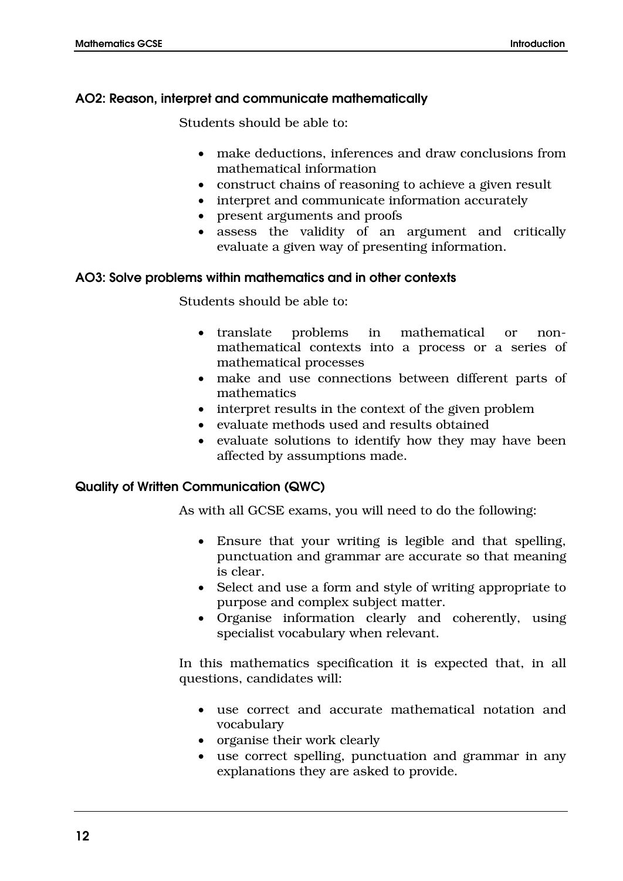### AO2: Reason, interpret and communicate mathematically

Students should be able to:

- make deductions, inferences and draw conclusions from mathematical information
- construct chains of reasoning to achieve a given result
- interpret and communicate information accurately
- present arguments and proofs
- assess the validity of an argument and critically evaluate a given way of presenting information.

### AO3: Solve problems within mathematics and in other contexts

Students should be able to:

- translate problems in mathematical or non-mathematical contexts into a process or a series of mathematical processes
- make and use connections between different parts of mathematics
- interpret results in the context of the given problem
- evaluate methods used and results obtained
- evaluate solutions to identify how they may have been affected by assumptions made.

### Quality of Written Communication (QWC)

As with all GCSE exams, you will need to do the following:

- Ensure that your writing is legible and that spelling, punctuation and grammar are accurate so that meaning is clear.
- Select and use a form and style of writing appropriate to purpose and complex subject matter.
- Organise information clearly and coherently, using specialist vocabulary when relevant.

In this mathematics specification it is expected that, in all questions, candidates will:

- use correct and accurate mathematical notation and vocabulary
- organise their work clearly
- use correct spelling, punctuation and grammar in any explanations they are asked to provide.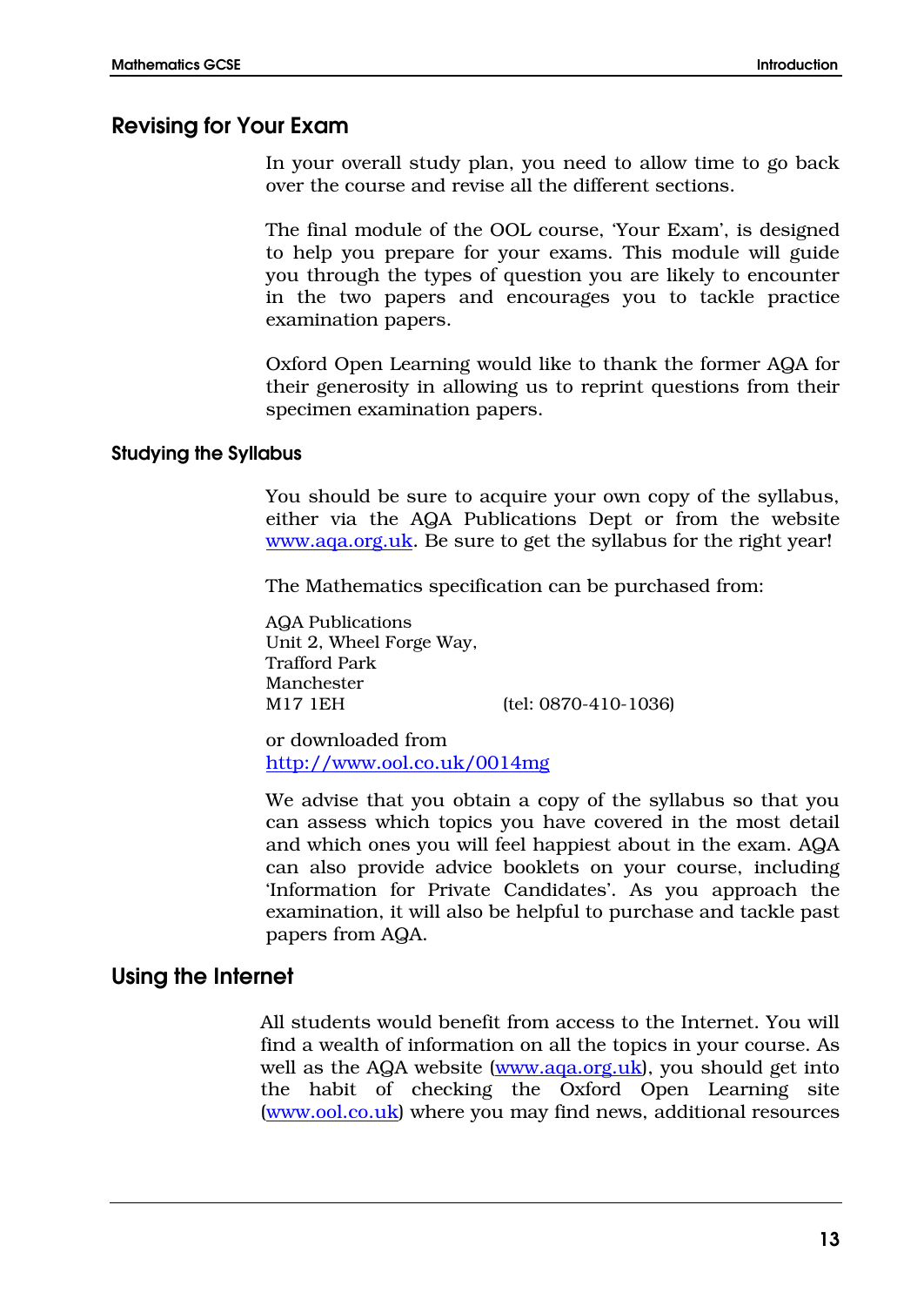## Revising for Your Exam

In your overall study plan, you need to allow time to go back over the course and revise all the different sections.

The final module of the OOL course, 'Your Exam', is designed to help you prepare for your exams. This module will guide you through the types of question you are likely to encounter in the two papers and encourages you to tackle practice examination papers.

Oxford Open Learning would like to thank the former AQA for their generosity in allowing us to reprint questions from their specimen examination papers.

### Studying the Syllabus

You should be sure to acquire your own copy of the syllabus, either via the AQA Publications Dept or from the website www.aqa.org.uk. Be sure to get the syllabus for the right year!

The Mathematics specification can be purchased from:

AQA Publications
Unit 2, Wheel Forge Way,
Trafford Park
Manchester
M17 1EH (tel: 0870-410-1036)

or downloaded from
http://www.ool.co.uk/0014mg

We advise that you obtain a copy of the syllabus so that you can assess which topics you have covered in the most detail and which ones you will feel happiest about in the exam. AQA can also provide advice booklets on your course, including 'Information for Private Candidates'. As you approach the examination, it will also be helpful to purchase and tackle past papers from AQA.

## Using the Internet

All students would benefit from access to the Internet. You will find a wealth of information on all the topics in your course. As well as the AQA website (www.aqa.org.uk), you should get into the habit of checking the Oxford Open Learning site (www.ool.co.uk) where you may find news, additional resources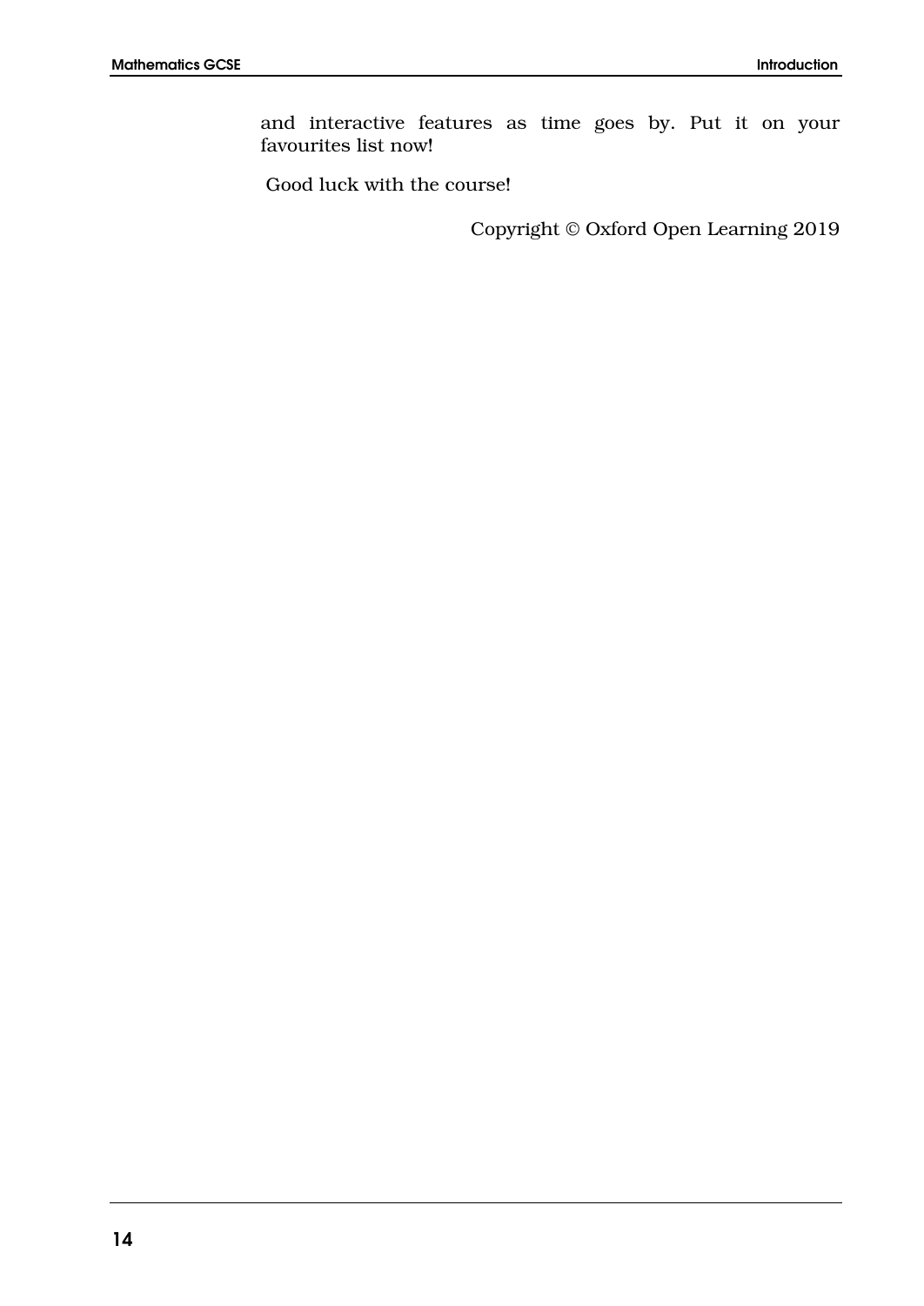and interactive features as time goes by. Put it on your favourites list now!

Good luck with the course!

Copyright © Oxford Open Learning 2019